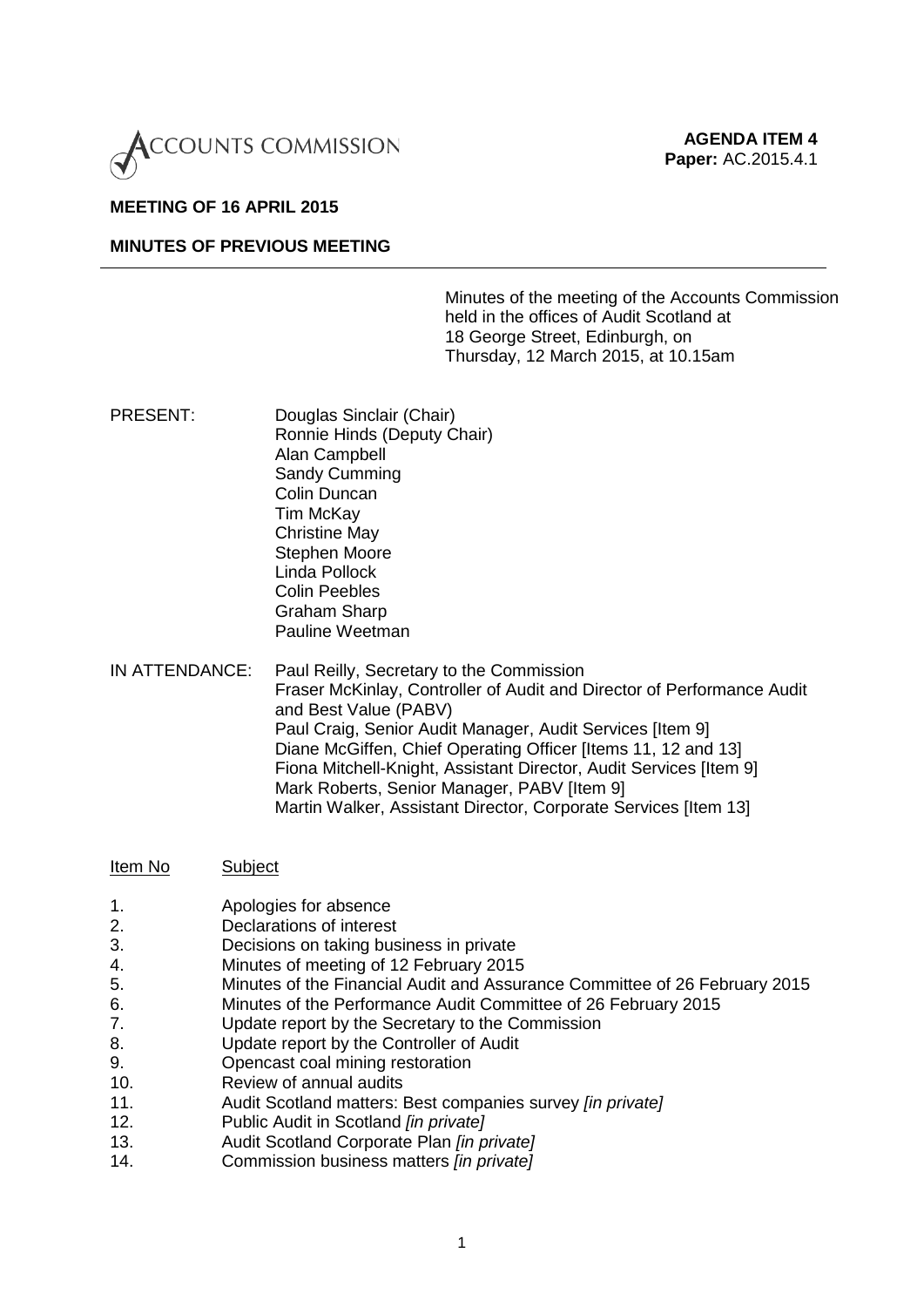ACCOUNTS COMMISSION

**AGENDA ITEM 4**
**Paper:** AC.2015.4.1

**MEETING OF 16 APRIL 2015**

**MINUTES OF PREVIOUS MEETING**

---

Minutes of the meeting of the Accounts Commission held in the offices of Audit Scotland at 18 George Street, Edinburgh, on Thursday, 12 March 2015, at 10.15am

PRESENT:
Douglas Sinclair (Chair)
Ronnie Hinds (Deputy Chair)
Alan Campbell
Sandy Cumming
Colin Duncan
Tim McKay
Christine May
Stephen Moore
Linda Pollock
Colin Peebles
Graham Sharp
Pauline Weetman

IN ATTENDANCE:
Paul Reilly, Secretary to the Commission
Fraser McKinlay, Controller of Audit and Director of Performance Audit and Best Value (PABV)
Paul Craig, Senior Audit Manager, Audit Services [Item 9]
Diane McGiffen, Chief Operating Officer [Items 11, 12 and 13]
Fiona Mitchell-Knight, Assistant Director, Audit Services [Item 9]
Mark Roberts, Senior Manager, PABV [Item 9]
Martin Walker, Assistant Director, Corporate Services [Item 13]

| Item No | Subject |
|---|---|
| 1. | Apologies for absence |
| 2. | Declarations of interest |
| 3. | Decisions on taking business in private |
| 4. | Minutes of meeting of 12 February 2015 |
| 5. | Minutes of the Financial Audit and Assurance Committee of 26 February 2015 |
| 6. | Minutes of the Performance Audit Committee of 26 February 2015 |
| 7. | Update report by the Secretary to the Commission |
| 8. | Update report by the Controller of Audit |
| 9. | Opencast coal mining restoration |
| 10. | Review of annual audits |
| 11. | Audit Scotland matters: Best companies survey *[in private]* |
| 12. | Public Audit in Scotland *[in private]* |
| 13. | Audit Scotland Corporate Plan *[in private]* |
| 14. | Commission business matters *[in private]* |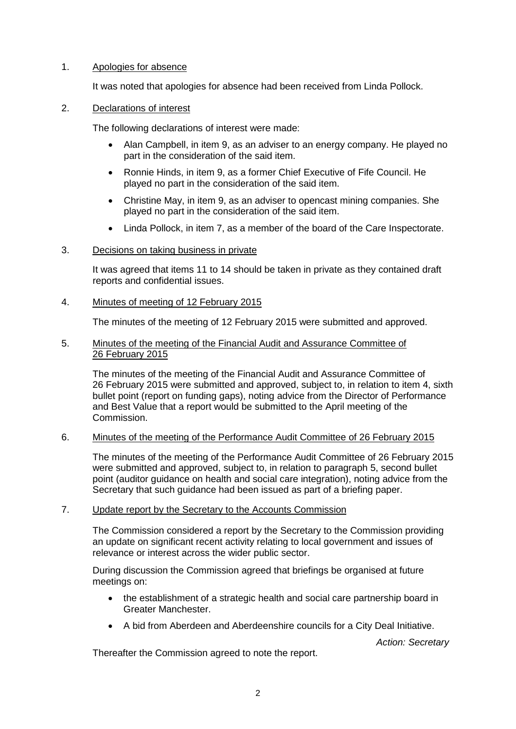1. Apologies for absence

   It was noted that apologies for absence had been received from Linda Pollock.

2. Declarations of interest

   The following declarations of interest were made:

   - Alan Campbell, in item 9, as an adviser to an energy company. He played no part in the consideration of the said item.
   - Ronnie Hinds, in item 9, as a former Chief Executive of Fife Council. He played no part in the consideration of the said item.
   - Christine May, in item 9, as an adviser to opencast mining companies. She played no part in the consideration of the said item.
   - Linda Pollock, in item 7, as a member of the board of the Care Inspectorate.

3. Decisions on taking business in private

   It was agreed that items 11 to 14 should be taken in private as they contained draft reports and confidential issues.

4. Minutes of meeting of 12 February 2015

   The minutes of the meeting of 12 February 2015 were submitted and approved.

5. Minutes of the meeting of the Financial Audit and Assurance Committee of 26 February 2015

   The minutes of the meeting of the Financial Audit and Assurance Committee of 26 February 2015 were submitted and approved, subject to, in relation to item 4, sixth bullet point (report on funding gaps), noting advice from the Director of Performance and Best Value that a report would be submitted to the April meeting of the Commission.

6. Minutes of the meeting of the Performance Audit Committee of 26 February 2015

   The minutes of the meeting of the Performance Audit Committee of 26 February 2015 were submitted and approved, subject to, in relation to paragraph 5, second bullet point (auditor guidance on health and social care integration), noting advice from the Secretary that such guidance had been issued as part of a briefing paper.

7. Update report by the Secretary to the Accounts Commission

   The Commission considered a report by the Secretary to the Commission providing an update on significant recent activity relating to local government and issues of relevance or interest across the wider public sector.

   During discussion the Commission agreed that briefings be organised at future meetings on:

   - the establishment of a strategic health and social care partnership board in Greater Manchester.
   - A bid from Aberdeen and Aberdeenshire councils for a City Deal Initiative.

   *Action: Secretary*

   Thereafter the Commission agreed to note the report.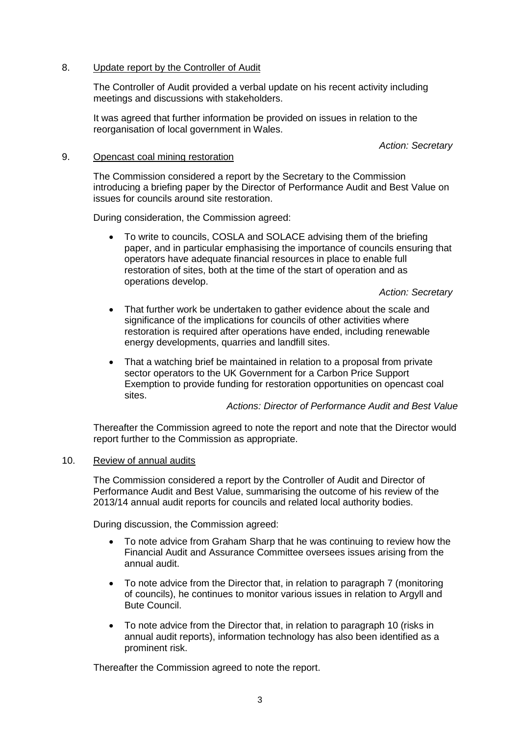8. <u>Update report by the Controller of Audit</u>

The Controller of Audit provided a verbal update on his recent activity including meetings and discussions with stakeholders.

It was agreed that further information be provided on issues in relation to the reorganisation of local government in Wales.

*Action: Secretary*

9. <u>Opencast coal mining restoration</u>

The Commission considered a report by the Secretary to the Commission introducing a briefing paper by the Director of Performance Audit and Best Value on issues for councils around site restoration.

During consideration, the Commission agreed:

- To write to councils, COSLA and SOLACE advising them of the briefing paper, and in particular emphasising the importance of councils ensuring that operators have adequate financial resources in place to enable full restoration of sites, both at the time of the start of operation and as operations develop.

  *Action: Secretary*

- That further work be undertaken to gather evidence about the scale and significance of the implications for councils of other activities where restoration is required after operations have ended, including renewable energy developments, quarries and landfill sites.
- That a watching brief be maintained in relation to a proposal from private sector operators to the UK Government for a Carbon Price Support Exemption to provide funding for restoration opportunities on opencast coal sites.

  *Actions: Director of Performance Audit and Best Value*

Thereafter the Commission agreed to note the report and note that the Director would report further to the Commission as appropriate.

10. <u>Review of annual audits</u>

The Commission considered a report by the Controller of Audit and Director of Performance Audit and Best Value, summarising the outcome of his review of the 2013/14 annual audit reports for councils and related local authority bodies.

During discussion, the Commission agreed:

- To note advice from Graham Sharp that he was continuing to review how the Financial Audit and Assurance Committee oversees issues arising from the annual audit.
- To note advice from the Director that, in relation to paragraph 7 (monitoring of councils), he continues to monitor various issues in relation to Argyll and Bute Council.
- To note advice from the Director that, in relation to paragraph 10 (risks in annual audit reports), information technology has also been identified as a prominent risk.

Thereafter the Commission agreed to note the report.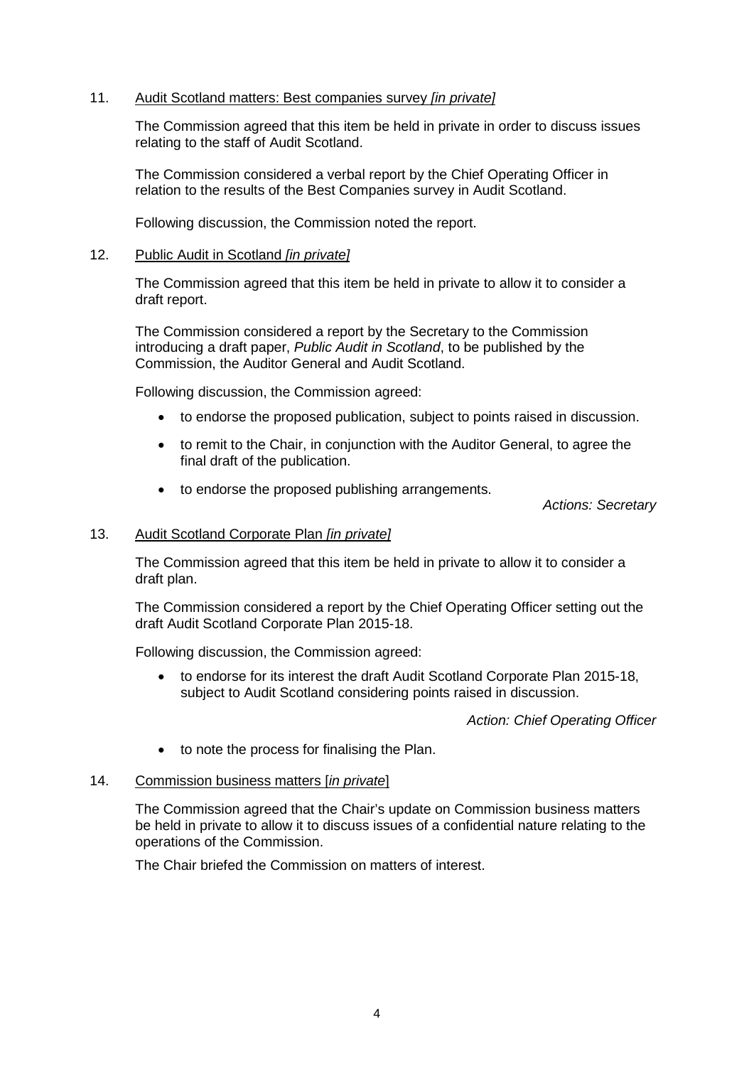11. <u>Audit Scotland matters: Best companies survey *[in private]*</u>

    The Commission agreed that this item be held in private in order to discuss issues relating to the staff of Audit Scotland.

    The Commission considered a verbal report by the Chief Operating Officer in relation to the results of the Best Companies survey in Audit Scotland.

    Following discussion, the Commission noted the report.

12. <u>Public Audit in Scotland *[in private]*</u>

    The Commission agreed that this item be held in private to allow it to consider a draft report.

    The Commission considered a report by the Secretary to the Commission introducing a draft paper, *Public Audit in Scotland*, to be published by the Commission, the Auditor General and Audit Scotland.

    Following discussion, the Commission agreed:

    - to endorse the proposed publication, subject to points raised in discussion.
    - to remit to the Chair, in conjunction with the Auditor General, to agree the final draft of the publication.
    - to endorse the proposed publishing arrangements.

    *Actions: Secretary*

13. <u>Audit Scotland Corporate Plan *[in private]*</u>

    The Commission agreed that this item be held in private to allow it to consider a draft plan.

    The Commission considered a report by the Chief Operating Officer setting out the draft Audit Scotland Corporate Plan 2015-18.

    Following discussion, the Commission agreed:

    - to endorse for its interest the draft Audit Scotland Corporate Plan 2015-18, subject to Audit Scotland considering points raised in discussion.

      *Action: Chief Operating Officer*

    - to note the process for finalising the Plan.

14. <u>Commission business matters [*in private*]</u>

    The Commission agreed that the Chair's update on Commission business matters be held in private to allow it to discuss issues of a confidential nature relating to the operations of the Commission.

    The Chair briefed the Commission on matters of interest.